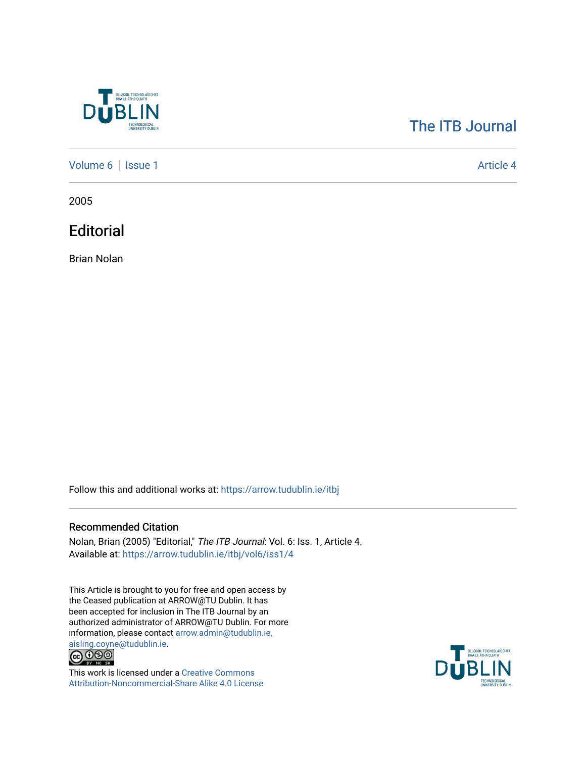The ITB Journal

Volume 6 | Issue 1 Article 4

2005

# Editorial

Brian Nolan

Follow this and additional works at: https://arrow.tudublin.ie/itbj

## Recommended Citation

Nolan, Brian (2005) "Editorial," *The ITB Journal*: Vol. 6: Iss. 1, Article 4.
Available at: https://arrow.tudublin.ie/itbj/vol6/iss1/4

This Article is brought to you for free and open access by the Ceased publication at ARROW@TU Dublin. It has been accepted for inclusion in The ITB Journal by an authorized administrator of ARROW@TU Dublin. For more information, please contact arrow.admin@tudublin.ie, aisling.coyne@tudublin.ie.

This work is licensed under a Creative Commons Attribution-Noncommercial-Share Alike 4.0 License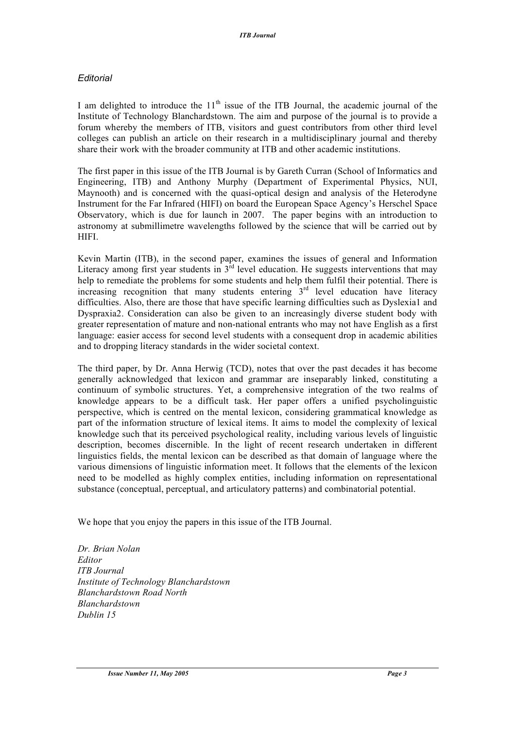## *Editorial*

I am delighted to introduce the $11^{th}$ issue of the ITB Journal, the academic journal of the Institute of Technology Blanchardstown. The aim and purpose of the journal is to provide a forum whereby the members of ITB, visitors and guest contributors from other third level colleges can publish an article on their research in a multidisciplinary journal and thereby share their work with the broader community at ITB and other academic institutions.

The first paper in this issue of the ITB Journal is by Gareth Curran (School of Informatics and Engineering, ITB) and Anthony Murphy (Department of Experimental Physics, NUI, Maynooth) and is concerned with the quasi-optical design and analysis of the Heterodyne Instrument for the Far Infrared (HIFI) on board the European Space Agency's Herschel Space Observatory, which is due for launch in 2007. The paper begins with an introduction to astronomy at submillimetre wavelengths followed by the science that will be carried out by HIFI.

Kevin Martin (ITB), in the second paper, examines the issues of general and Information Literacy among first year students in $3^{rd}$ level education. He suggests interventions that may help to remediate the problems for some students and help them fulfil their potential. There is increasing recognition that many students entering $3^{rd}$ level education have literacy difficulties. Also, there are those that have specific learning difficulties such as Dyslexia1 and Dyspraxia2. Consideration can also be given to an increasingly diverse student body with greater representation of mature and non-national entrants who may not have English as a first language: easier access for second level students with a consequent drop in academic abilities and to dropping literacy standards in the wider societal context.

The third paper, by Dr. Anna Herwig (TCD), notes that over the past decades it has become generally acknowledged that lexicon and grammar are inseparably linked, constituting a continuum of symbolic structures. Yet, a comprehensive integration of the two realms of knowledge appears to be a difficult task. Her paper offers a unified psycholinguistic perspective, which is centred on the mental lexicon, considering grammatical knowledge as part of the information structure of lexical items. It aims to model the complexity of lexical knowledge such that its perceived psychological reality, including various levels of linguistic description, becomes discernible. In the light of recent research undertaken in different linguistics fields, the mental lexicon can be described as that domain of language where the various dimensions of linguistic information meet. It follows that the elements of the lexicon need to be modelled as highly complex entities, including information on representational substance (conceptual, perceptual, and articulatory patterns) and combinatorial potential.

We hope that you enjoy the papers in this issue of the ITB Journal.

*Dr. Brian Nolan*
*Editor*
*ITB Journal*
*Institute of Technology Blanchardstown*
*Blanchardstown Road North*
*Blanchardstown*
*Dublin 15*